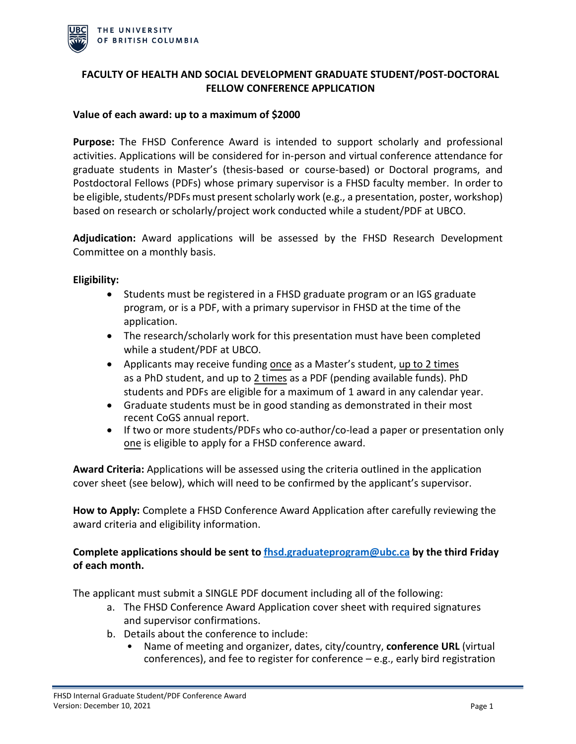**FACULTY OF HEALTH AND SOCIAL DEVELOPMENT GRADUATE STUDENT/POST-DOCTORAL FELLOW CONFERENCE APPLICATION**

**Value of each award: up to a maximum of $2000**

**Purpose:** The FHSD Conference Award is intended to support scholarly and professional activities. Applications will be considered for in-person and virtual conference attendance for graduate students in Master's (thesis-based or course-based) or Doctoral programs, and Postdoctoral Fellows (PDFs) whose primary supervisor is a FHSD faculty member. In order to be eligible, students/PDFs must present scholarly work (e.g., a presentation, poster, workshop) based on research or scholarly/project work conducted while a student/PDF at UBCO.

**Adjudication:** Award applications will be assessed by the FHSD Research Development Committee on a monthly basis.

**Eligibility:**

- Students must be registered in a FHSD graduate program or an IGS graduate program, or is a PDF, with a primary supervisor in FHSD at the time of the application.
- The research/scholarly work for this presentation must have been completed while a student/PDF at UBCO.
- Applicants may receive funding <u>once</u> as a Master's student, <u>up to 2 times</u> as a PhD student, and up to <u>2 times</u> as a PDF (pending available funds). PhD students and PDFs are eligible for a maximum of 1 award in any calendar year.
- Graduate students must be in good standing as demonstrated in their most recent CoGS annual report.
- If two or more students/PDFs who co-author/co-lead a paper or presentation only <u>one</u> is eligible to apply for a FHSD conference award.

**Award Criteria:** Applications will be assessed using the criteria outlined in the application cover sheet (see below), which will need to be confirmed by the applicant's supervisor.

**How to Apply:** Complete a FHSD Conference Award Application after carefully reviewing the award criteria and eligibility information.

**Complete applications should be sent to [fhsd.graduateprogram@ubc.ca](mailto:fhsd.graduateprogram@ubc.ca) by the third Friday of each month.**

The applicant must submit a SINGLE PDF document including all of the following:

a. The FHSD Conference Award Application cover sheet with required signatures and supervisor confirmations.
b. Details about the conference to include:
    - Name of meeting and organizer, dates, city/country, **conference URL** (virtual conferences), and fee to register for conference – e.g., early bird registration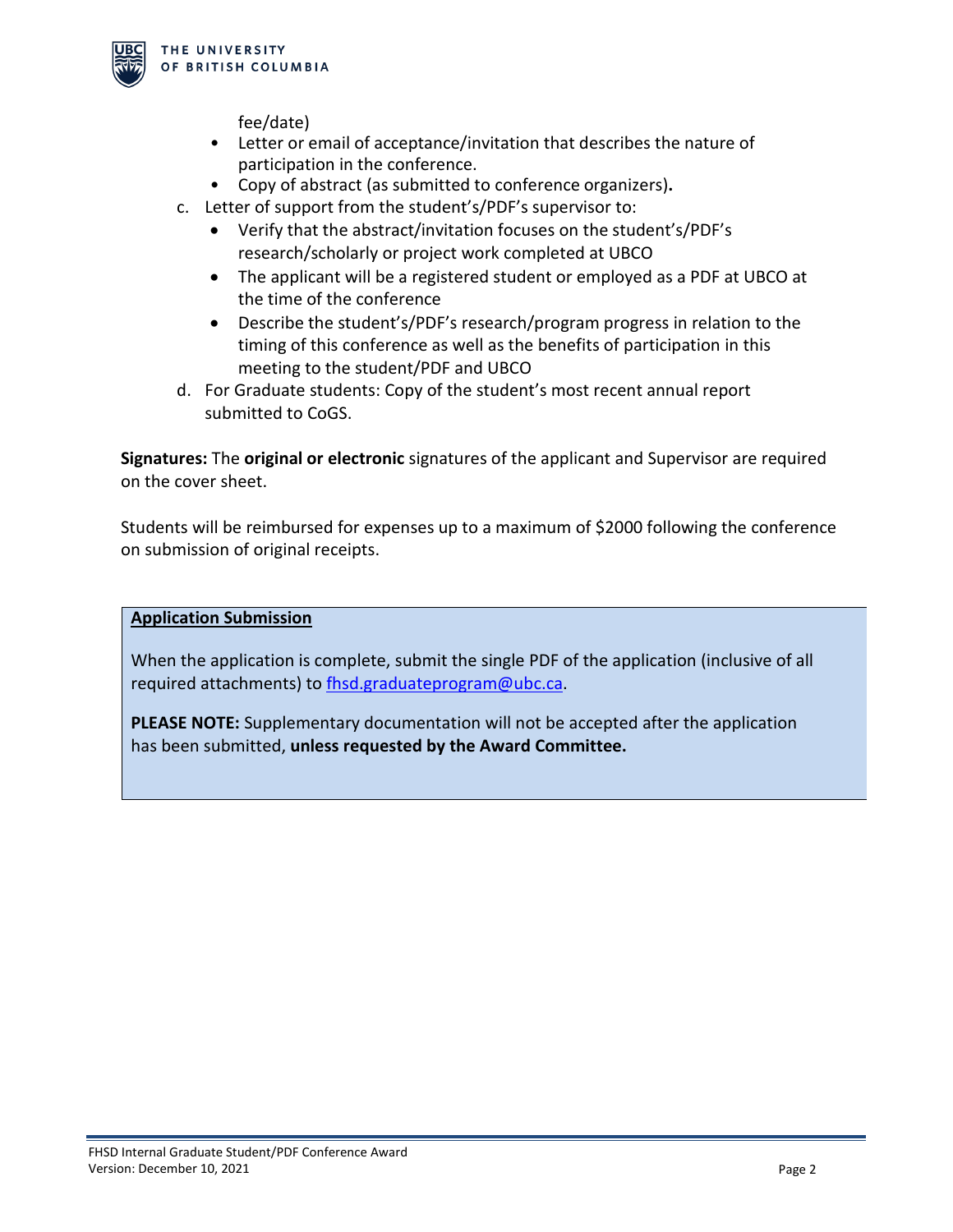fee/date)
   - Letter or email of acceptance/invitation that describes the nature of participation in the conference.
   - Copy of abstract (as submitted to conference organizers)**.**

c. Letter of support from the student's/PDF's supervisor to:
   - Verify that the abstract/invitation focuses on the student's/PDF's research/scholarly or project work completed at UBCO
   - The applicant will be a registered student or employed as a PDF at UBCO at the time of the conference
   - Describe the student's/PDF's research/program progress in relation to the timing of this conference as well as the benefits of participation in this meeting to the student/PDF and UBCO

d. For Graduate students: Copy of the student's most recent annual report submitted to CoGS.

**Signatures:** The **original or electronic** signatures of the applicant and Supervisor are required on the cover sheet.

Students will be reimbursed for expenses up to a maximum of $2000 following the conference on submission of original receipts.

**Application Submission**

When the application is complete, submit the single PDF of the application (inclusive of all required attachments) to fhsd.graduateprogram@ubc.ca.

**PLEASE NOTE:** Supplementary documentation will not be accepted after the application has been submitted, **unless requested by the Award Committee.**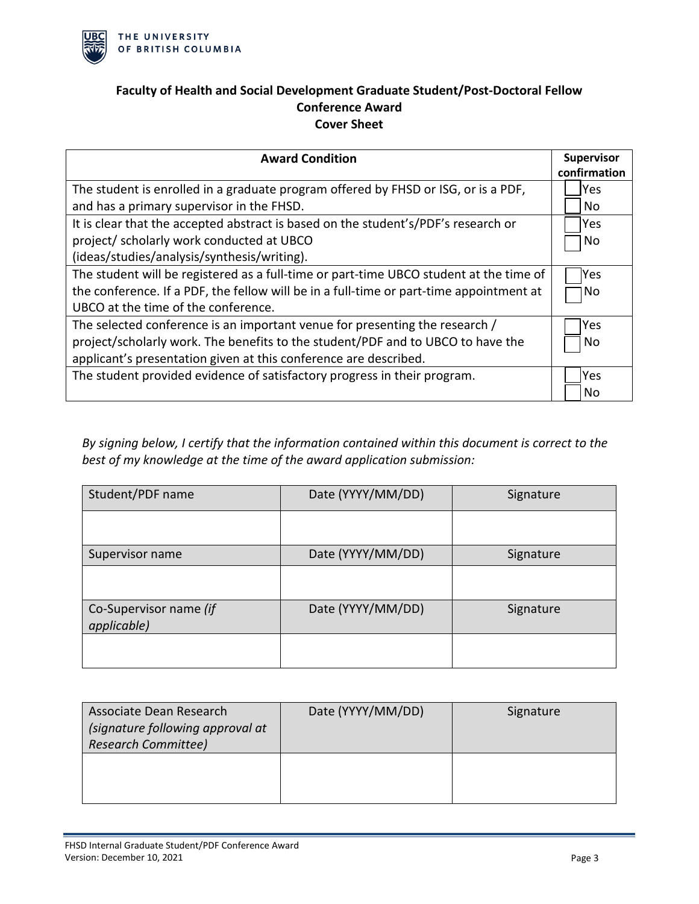## Faculty of Health and Social Development Graduate Student/Post-Doctoral Fellow Conference Award Cover Sheet

| Award Condition | Supervisor confirmation |
|---|---|
| The student is enrolled in a graduate program offered by FHSD or ISG, or is a PDF, and has a primary supervisor in the FHSD. | ☐ Yes ☐ No |
| It is clear that the accepted abstract is based on the student's/PDF's research or project/ scholarly work conducted at UBCO (ideas/studies/analysis/synthesis/writing). | ☐ Yes ☐ No |
| The student will be registered as a full-time or part-time UBCO student at the time of the conference. If a PDF, the fellow will be in a full-time or part-time appointment at UBCO at the time of the conference. | ☐ Yes ☐ No |
| The selected conference is an important venue for presenting the research / project/scholarly work. The benefits to the student/PDF and to UBCO to have the applicant's presentation given at this conference are described. | ☐ Yes ☐ No |
| The student provided evidence of satisfactory progress in their program. | ☐ Yes ☐ No |

*By signing below, I certify that the information contained within this document is correct to the best of my knowledge at the time of the award application submission:*

| Student/PDF name | Date (YYYY/MM/DD) | Signature |
|---|---|---|
| | | |
| **Supervisor name** | **Date (YYYY/MM/DD)** | **Signature** |
| | | |
| **Co-Supervisor name *(if applicable)*** | **Date (YYYY/MM/DD)** | **Signature** |
| | | |

| Associate Dean Research *(signature following approval at Research Committee)* | Date (YYYY/MM/DD) | Signature |
|---|---|---|
| | | |